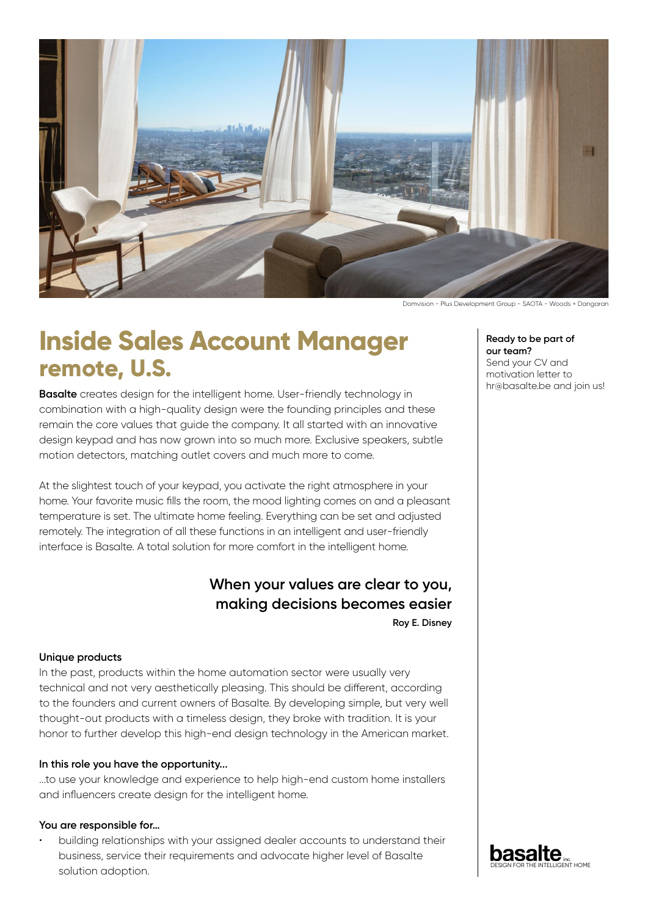Domvision - Plus Development Group - SAOTA - Woods + Dangaran

# Inside Sales Account Manager remote, U.S.

**Basalte** creates design for the intelligent home. User-friendly technology in combination with a high-quality design were the founding principles and these remain the core values that guide the company. It all started with an innovative design keypad and has now grown into so much more. Exclusive speakers, subtle motion detectors, matching outlet covers and much more to come.

At the slightest touch of your keypad, you activate the right atmosphere in your home. Your favorite music fills the room, the mood lighting comes on and a pleasant temperature is set. The ultimate home feeling. Everything can be set and adjusted remotely. The integration of all these functions in an intelligent and user-friendly interface is Basalte. A total solution for more comfort in the intelligent home.

> **When your values are clear to you, making decisions becomes easier**
>
> **Roy E. Disney**

**Unique products**

In the past, products within the home automation sector were usually very technical and not very aesthetically pleasing. This should be different, according to the founders and current owners of Basalte. By developing simple, but very well thought-out products with a timeless design, they broke with tradition. It is your honor to further develop this high-end design technology in the American market.

**In this role you have the opportunity...**

...to use your knowledge and experience to help high-end custom home installers and influencers create design for the intelligent home.

**You are responsible for...**

- building relationships with your assigned dealer accounts to understand their business, service their requirements and advocate higher level of Basalte solution adoption.

**Ready to be part of our team?**
Send your CV and motivation letter to hr@basalte.be and join us!

basalte inc.
DESIGN FOR THE INTELLIGENT HOME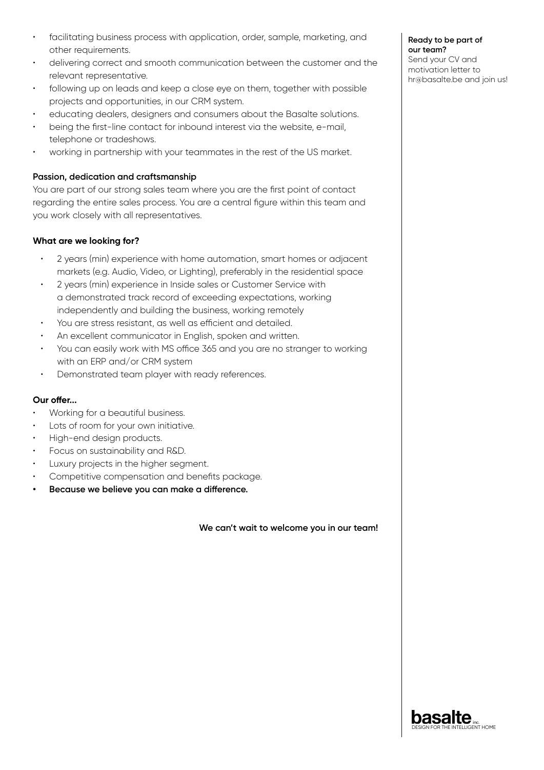- facilitating business process with application, order, sample, marketing, and other requirements.
- delivering correct and smooth communication between the customer and the relevant representative.
- following up on leads and keep a close eye on them, together with possible projects and opportunities, in our CRM system.
- educating dealers, designers and consumers about the Basalte solutions.
- being the first-line contact for inbound interest via the website, e-mail, telephone or tradeshows.
- working in partnership with your teammates in the rest of the US market.

**Passion, dedication and craftsmanship**

You are part of our strong sales team where you are the first point of contact regarding the entire sales process. You are a central figure within this team and you work closely with all representatives.

**What are we looking for?**

- 2 years (min) experience with home automation, smart homes or adjacent markets (e.g. Audio, Video, or Lighting), preferably in the residential space
- 2 years (min) experience in Inside sales or Customer Service with a demonstrated track record of exceeding expectations, working independently and building the business, working remotely
- You are stress resistant, as well as efficient and detailed.
- An excellent communicator in English, spoken and written.
- You can easily work with MS office 365 and you are no stranger to working with an ERP and/or CRM system
- Demonstrated team player with ready references.

**Our offer...**

- Working for a beautiful business.
- Lots of room for your own initiative.
- High-end design products.
- Focus on sustainability and R&D.
- Luxury projects in the higher segment.
- Competitive compensation and benefits package.
- **Because we believe you can make a difference.**

**We can't wait to welcome you in our team!**

**Ready to be part of our team?**
Send your CV and motivation letter to hr@basalte.be and join us!

basalte inc.
DESIGN FOR THE INTELLIGENT HOME